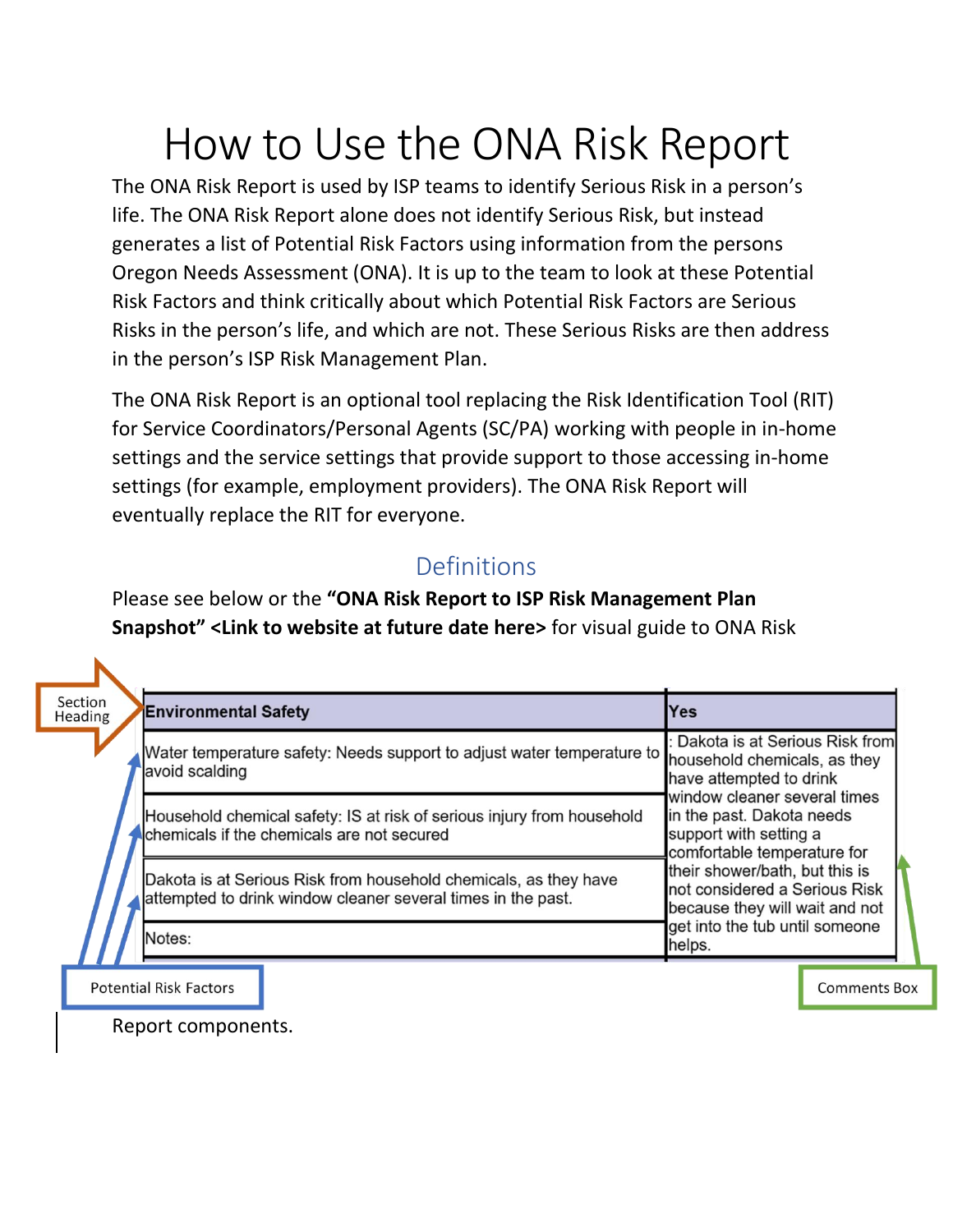# How to Use the ONA Risk Report

The ONA Risk Report is used by ISP teams to identify Serious Risk in a person's life. The ONA Risk Report alone does not identify Serious Risk, but instead generates a list of Potential Risk Factors using information from the persons Oregon Needs Assessment (ONA). It is up to the team to look at these Potential Risk Factors and think critically about which Potential Risk Factors are Serious Risks in the person's life, and which are not. These Serious Risks are then address in the person's ISP Risk Management Plan.

The ONA Risk Report is an optional tool replacing the Risk Identification Tool (RIT) for Service Coordinators/Personal Agents (SC/PA) working with people in in-home settings and the service settings that provide support to those accessing in-home settings (for example, employment providers). The ONA Risk Report will eventually replace the RIT for everyone.

## Definitions

Please see below or the **"ONA Risk Report to ISP Risk Management Plan Snapshot" <Link to website at future date here>** for visual guide to ONA Risk

Section Heading

| Environmental Safety | Yes |
|---|---|
| Water temperature safety: Needs support to adjust water temperature to avoid scalding | : Dakota is at Serious Risk from household chemicals, as they have attempted to drink window cleaner several times in the past. Dakota needs support with setting a comfortable temperature for their shower/bath, but this is not considered a Serious Risk because they will wait and not get into the tub until someone helps. |
| Household chemical safety: IS at risk of serious injury from household chemicals if the chemicals are not secured | |
| Dakota is at Serious Risk from household chemicals, as they have attempted to drink window cleaner several times in the past. | |
| Notes: | |

Potential Risk Factors

Comments Box

Report components.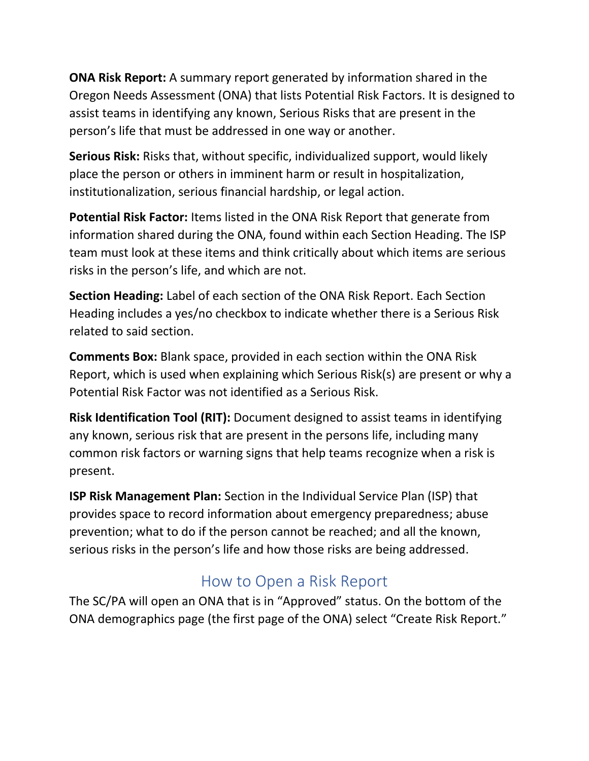**ONA Risk Report:** A summary report generated by information shared in the Oregon Needs Assessment (ONA) that lists Potential Risk Factors. It is designed to assist teams in identifying any known, Serious Risks that are present in the person's life that must be addressed in one way or another.

**Serious Risk:** Risks that, without specific, individualized support, would likely place the person or others in imminent harm or result in hospitalization, institutionalization, serious financial hardship, or legal action.

**Potential Risk Factor:** Items listed in the ONA Risk Report that generate from information shared during the ONA, found within each Section Heading. The ISP team must look at these items and think critically about which items are serious risks in the person's life, and which are not.

**Section Heading:** Label of each section of the ONA Risk Report. Each Section Heading includes a yes/no checkbox to indicate whether there is a Serious Risk related to said section.

**Comments Box:** Blank space, provided in each section within the ONA Risk Report, which is used when explaining which Serious Risk(s) are present or why a Potential Risk Factor was not identified as a Serious Risk.

**Risk Identification Tool (RIT):** Document designed to assist teams in identifying any known, serious risk that are present in the persons life, including many common risk factors or warning signs that help teams recognize when a risk is present.

**ISP Risk Management Plan:** Section in the Individual Service Plan (ISP) that provides space to record information about emergency preparedness; abuse prevention; what to do if the person cannot be reached; and all the known, serious risks in the person's life and how those risks are being addressed.

## How to Open a Risk Report

The SC/PA will open an ONA that is in "Approved" status. On the bottom of the ONA demographics page (the first page of the ONA) select "Create Risk Report."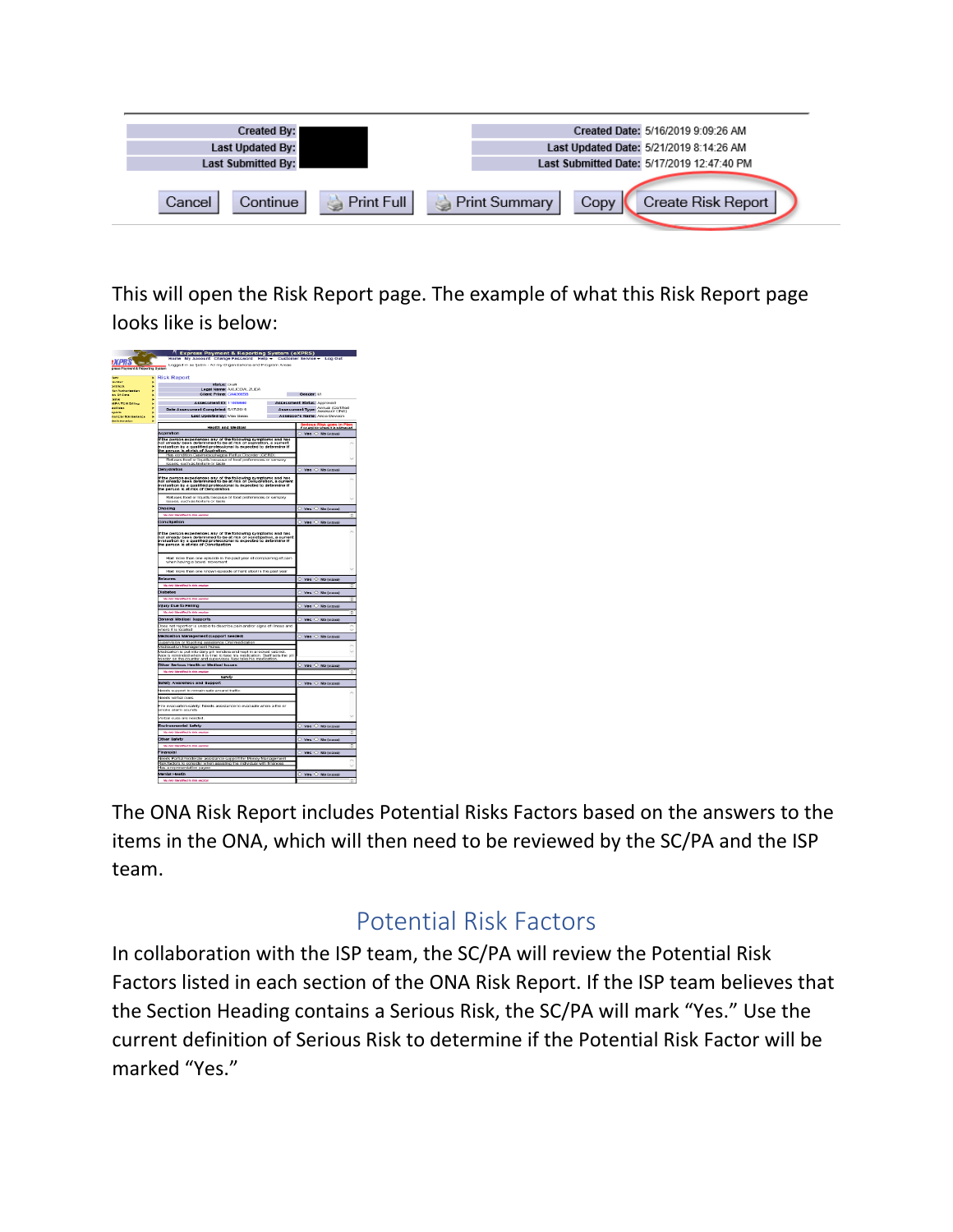| Created By: | | Created Date: | 5/16/2019 9:09:26 AM |
| --- | --- | --- | --- |
| Last Updated By: | | Last Updated Date: | 5/21/2019 8:14:26 AM |
| Last Submitted By: | | Last Submitted Date: | 5/17/2019 12:47:40 PM |

Cancel | Continue | Print Full | Print Summary | Copy | Create Risk Report

This will open the Risk Report page. The example of what this Risk Report page looks like is below:

The ONA Risk Report includes Potential Risks Factors based on the answers to the items in the ONA, which will then need to be reviewed by the SC/PA and the ISP team.

## Potential Risk Factors

In collaboration with the ISP team, the SC/PA will review the Potential Risk Factors listed in each section of the ONA Risk Report. If the ISP team believes that the Section Heading contains a Serious Risk, the SC/PA will mark "Yes." Use the current definition of Serious Risk to determine if the Potential Risk Factor will be marked "Yes."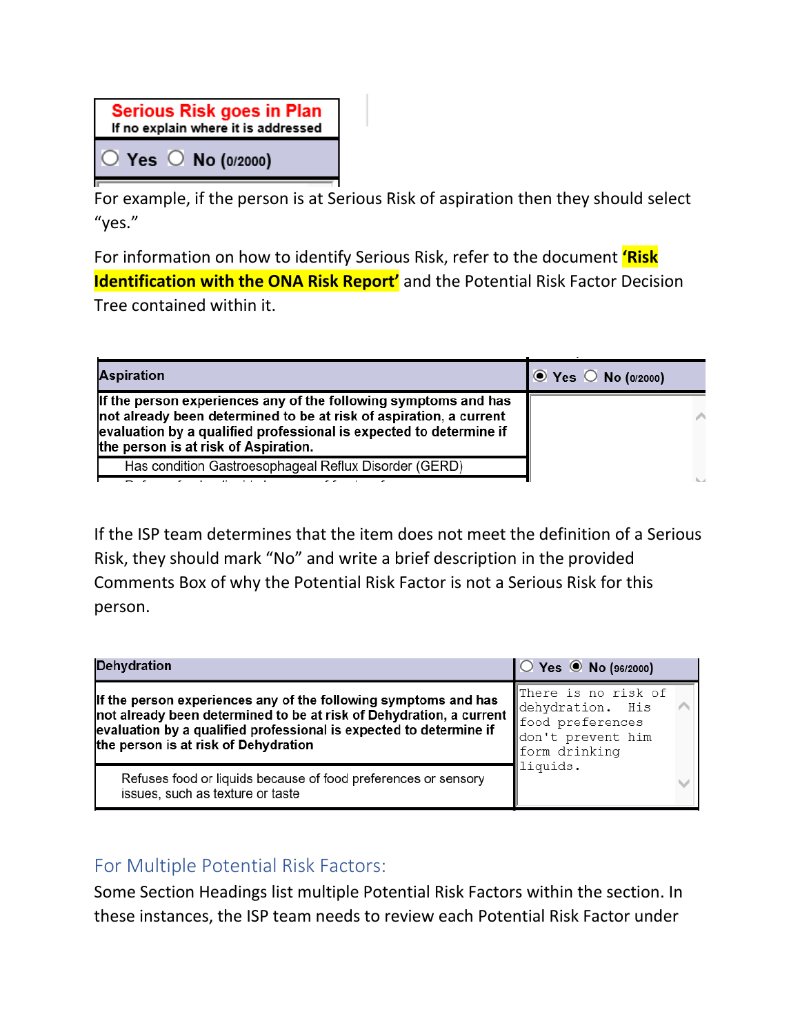| Serious Risk goes in Plan<br>If no explain where it is addressed |
|---|
| ○ Yes ○ No (0/2000) |

For example, if the person is at Serious Risk of aspiration then they should select "yes."

For information on how to identify Serious Risk, refer to the document **'Risk Identification with the ONA Risk Report'** and the Potential Risk Factor Decision Tree contained within it.

| Aspiration | ◉ Yes ○ No (0/2000) |
|---|---|
| **If the person experiences any of the following symptoms and has not already been determined to be at risk of aspiration, a current evaluation by a qualified professional is expected to determine if the person is at risk of Aspiration.** | |
| Has condition Gastroesophageal Reflux Disorder (GERD) | |

If the ISP team determines that the item does not meet the definition of a Serious Risk, they should mark "No" and write a brief description in the provided Comments Box of why the Potential Risk Factor is not a Serious Risk for this person.

| Dehydration | ○ Yes ◉ No (96/2000) |
|---|---|
| **If the person experiences any of the following symptoms and has not already been determined to be at risk of Dehydration, a current evaluation by a qualified professional is expected to determine if the person is at risk of Dehydration** | There is no risk of dehydration. His food preferences don't prevent him form drinking liquids. |
| Refuses food or liquids because of food preferences or sensory issues, such as texture or taste | |

## For Multiple Potential Risk Factors:

Some Section Headings list multiple Potential Risk Factors within the section. In these instances, the ISP team needs to review each Potential Risk Factor under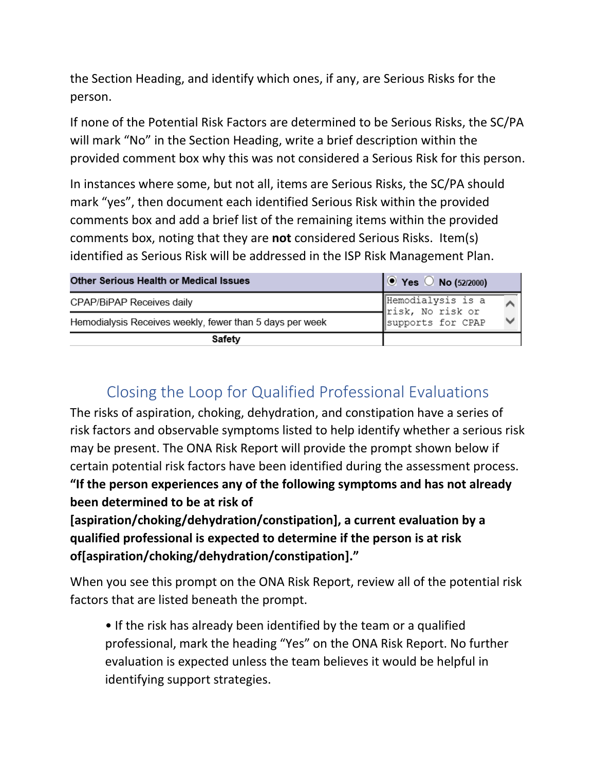the Section Heading, and identify which ones, if any, are Serious Risks for the person.

If none of the Potential Risk Factors are determined to be Serious Risks, the SC/PA will mark "No" in the Section Heading, write a brief description within the provided comment box why this was not considered a Serious Risk for this person.

In instances where some, but not all, items are Serious Risks, the SC/PA should mark "yes", then document each identified Serious Risk within the provided comments box and add a brief list of the remaining items within the provided comments box, noting that they are **not** considered Serious Risks. Item(s) identified as Serious Risk will be addressed in the ISP Risk Management Plan.

| Other Serious Health or Medical Issues | ◉ Yes ○ No (52/2000) |
|---|---|
| CPAP/BiPAP Receives daily | Hemodialysis is a risk, No risk or supports for CPAP |
| Hemodialysis Receives weekly, fewer than 5 days per week | |
| Safety | |

## Closing the Loop for Qualified Professional Evaluations

The risks of aspiration, choking, dehydration, and constipation have a series of risk factors and observable symptoms listed to help identify whether a serious risk may be present. The ONA Risk Report will provide the prompt shown below if certain potential risk factors have been identified during the assessment process. **"If the person experiences any of the following symptoms and has not already been determined to be at risk of [aspiration/choking/dehydration/constipation], a current evaluation by a qualified professional is expected to determine if the person is at risk of[aspiration/choking/dehydration/constipation]."**

When you see this prompt on the ONA Risk Report, review all of the potential risk factors that are listed beneath the prompt.

- If the risk has already been identified by the team or a qualified professional, mark the heading "Yes" on the ONA Risk Report. No further evaluation is expected unless the team believes it would be helpful in identifying support strategies.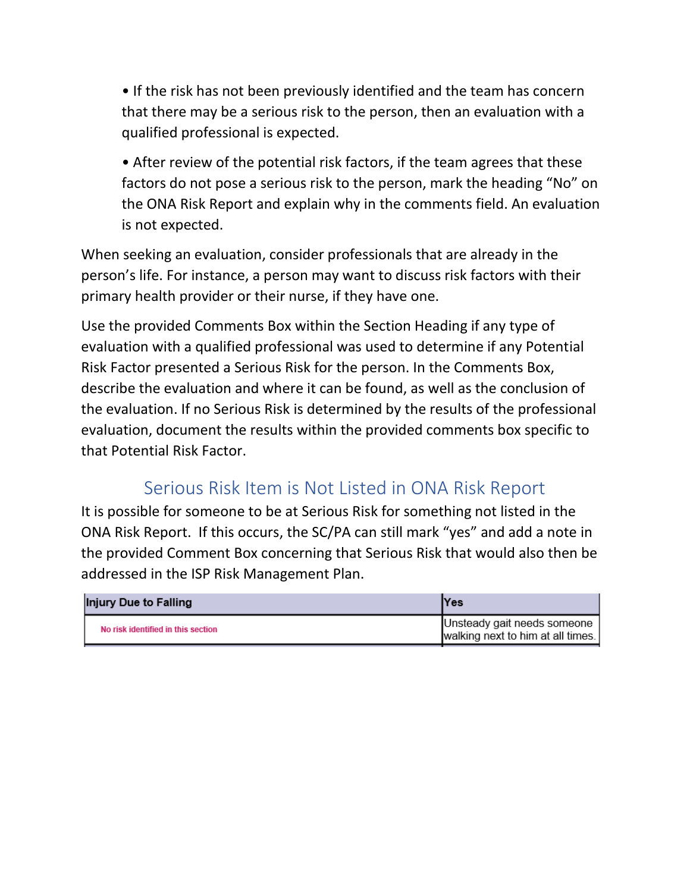- If the risk has not been previously identified and the team has concern that there may be a serious risk to the person, then an evaluation with a qualified professional is expected.
- After review of the potential risk factors, if the team agrees that these factors do not pose a serious risk to the person, mark the heading "No" on the ONA Risk Report and explain why in the comments field. An evaluation is not expected.

When seeking an evaluation, consider professionals that are already in the person's life. For instance, a person may want to discuss risk factors with their primary health provider or their nurse, if they have one.

Use the provided Comments Box within the Section Heading if any type of evaluation with a qualified professional was used to determine if any Potential Risk Factor presented a Serious Risk for the person. In the Comments Box, describe the evaluation and where it can be found, as well as the conclusion of the evaluation. If no Serious Risk is determined by the results of the professional evaluation, document the results within the provided comments box specific to that Potential Risk Factor.

## Serious Risk Item is Not Listed in ONA Risk Report

It is possible for someone to be at Serious Risk for something not listed in the ONA Risk Report. If this occurs, the SC/PA can still mark "yes" and add a note in the provided Comment Box concerning that Serious Risk that would also then be addressed in the ISP Risk Management Plan.

| **Injury Due to Falling** | **Yes** |
|---|---|
| No risk identified in this section | Unsteady gait needs someone walking next to him at all times. |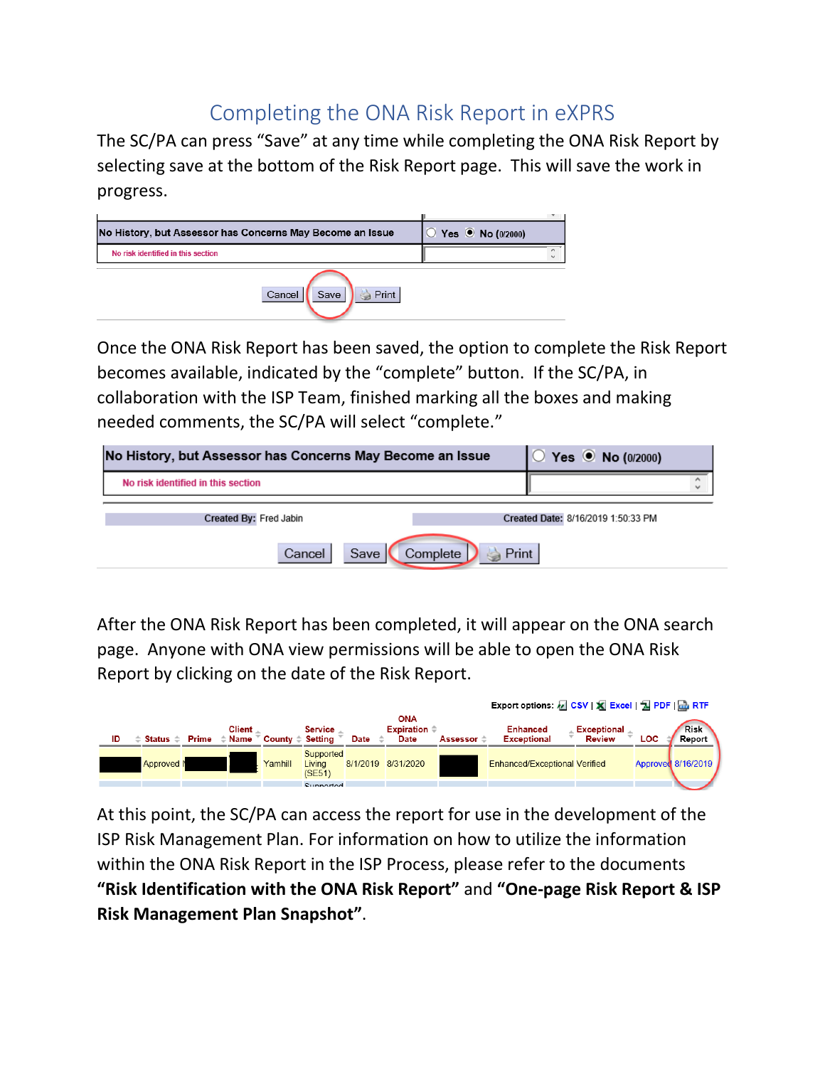# Completing the ONA Risk Report in eXPRS

The SC/PA can press "Save" at any time while completing the ONA Risk Report by selecting save at the bottom of the Risk Report page. This will save the work in progress.

| No History, but Assessor has Concerns May Become an Issue | Yes No (0/2000) |
|---|---|
| No risk identified in this section | |

Cancel | Save | Print

Once the ONA Risk Report has been saved, the option to complete the Risk Report becomes available, indicated by the "complete" button. If the SC/PA, in collaboration with the ISP Team, finished marking all the boxes and making needed comments, the SC/PA will select "complete."

| No History, but Assessor has Concerns May Become an Issue | Yes No (0/2000) |
|---|---|
| No risk identified in this section | |

Created By: Fred Jabin | Created Date: 8/16/2019 1:50:33 PM

Cancel | Save | Complete | Print

After the ONA Risk Report has been completed, it will appear on the ONA search page. Anyone with ONA view permissions will be able to open the ONA Risk Report by clicking on the date of the Risk Report.

Export options: CSV | Excel | PDF | RTF

| ID | Status | Prime | Client Name | County | Service Setting | Date | ONA Expiration Date | Assessor | Enhanced Exceptional | Exceptional Review | LOC | Risk Report |
|---|---|---|---|---|---|---|---|---|---|---|---|---|
| | Approved | | | Yamhill | Supported Living (SE51) | 8/1/2019 | 8/31/2020 | | Enhanced/Exceptional | Verified | Approved | 8/16/2019 |

At this point, the SC/PA can access the report for use in the development of the ISP Risk Management Plan. For information on how to utilize the information within the ONA Risk Report in the ISP Process, please refer to the documents **"Risk Identification with the ONA Risk Report"** and **"One-page Risk Report & ISP Risk Management Plan Snapshot"**.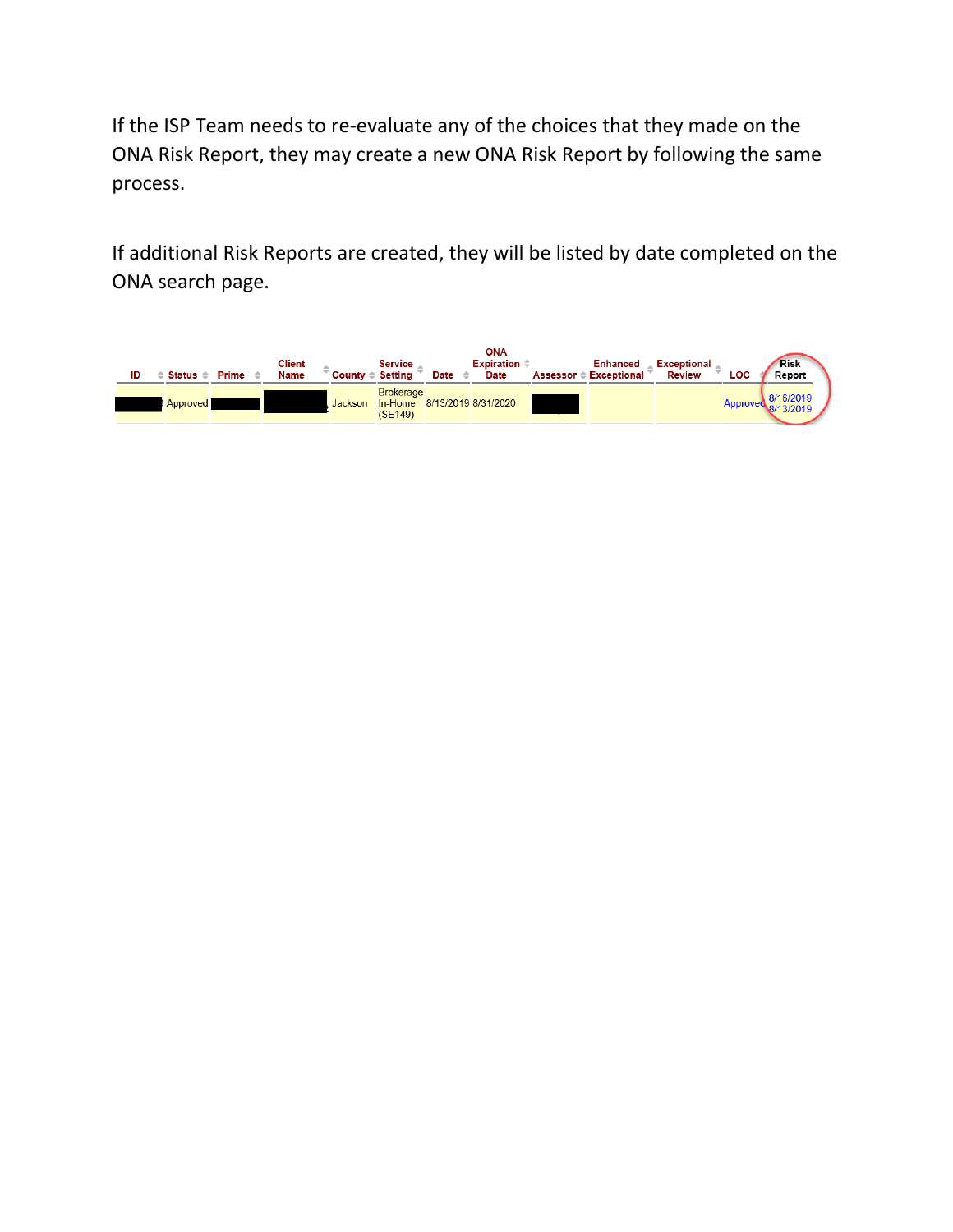If the ISP Team needs to re-evaluate any of the choices that they made on the ONA Risk Report, they may create a new ONA Risk Report by following the same process.

If additional Risk Reports are created, they will be listed by date completed on the ONA search page.

| ID | Status | Prime | Client Name | County | Service Setting | Date | ONA Expiration Date | Assessor | Enhanced Exceptional | Exceptional Review | LOC | Risk Report |
|---|---|---|---|---|---|---|---|---|---|---|---|---|
| | Approved | | | Jackson | Brokerage In-Home (SE149) | 8/13/2019 | 8/31/2020 | | | | Approved | 8/16/2019 8/13/2019 |